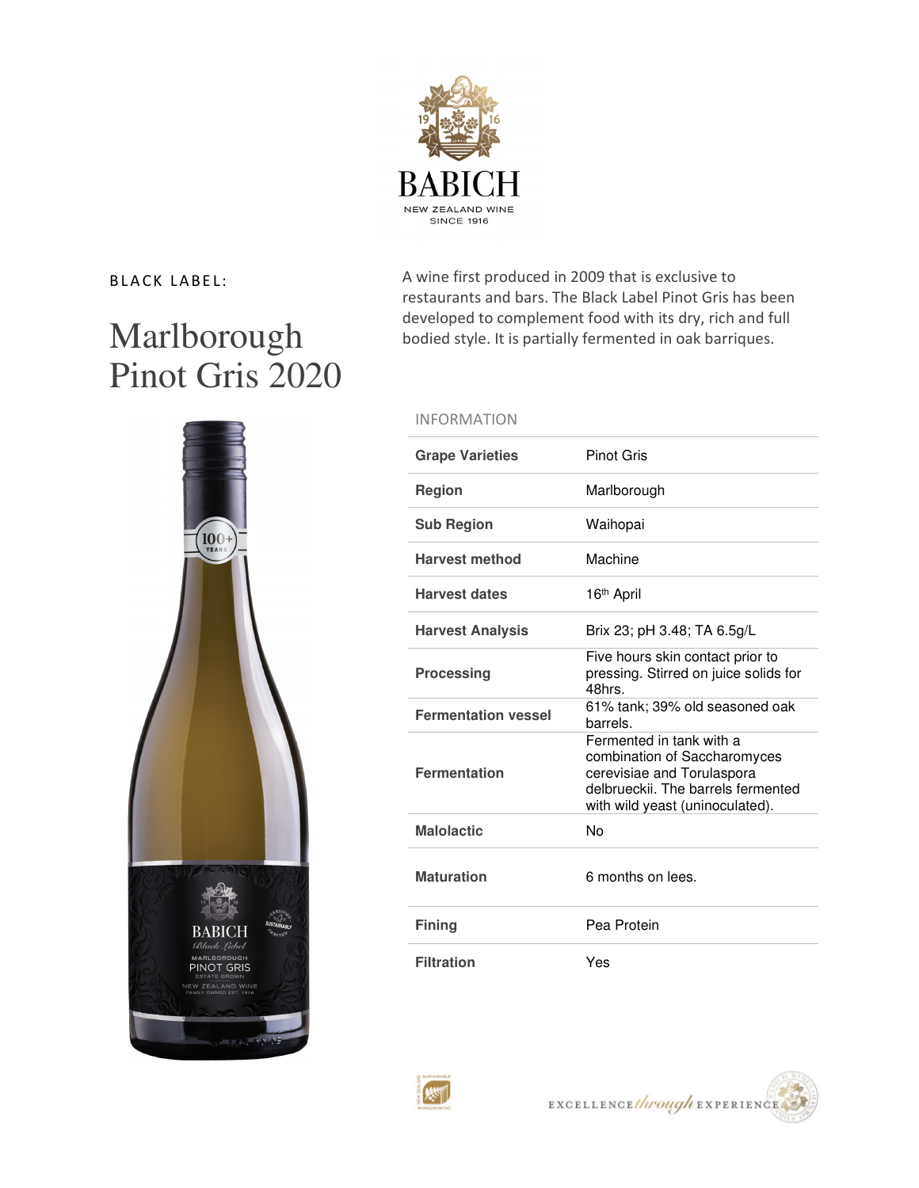BABICH

NEW ZEALAND WINE
SINCE 1916

BLACK LABEL:

# Marlborough Pinot Gris 2020

A wine first produced in 2009 that is exclusive to restaurants and bars. The Black Label Pinot Gris has been developed to complement food with its dry, rich and full bodied style. It is partially fermented in oak barriques.

## INFORMATION

| | |
|---|---|
| **Grape Varieties** | Pinot Gris |
| **Region** | Marlborough |
| **Sub Region** | Waihopai |
| **Harvest method** | Machine |
| **Harvest dates** | 16th April |
| **Harvest Analysis** | Brix 23; pH 3.48; TA 6.5g/L |
| **Processing** | Five hours skin contact prior to pressing. Stirred on juice solids for 48hrs. |
| **Fermentation vessel** | 61% tank; 39% old seasoned oak barrels. |
| **Fermentation** | Fermented in tank with a combination of Saccharomyces cerevisiae and Torulaspora delbrueckii. The barrels fermented with wild yeast (uninoculated). |
| **Malolactic** | No |
| **Maturation** | 6 months on lees. |
| **Fining** | Pea Protein |
| **Filtration** | Yes |

EXCELLENCE *through* EXPERIENCE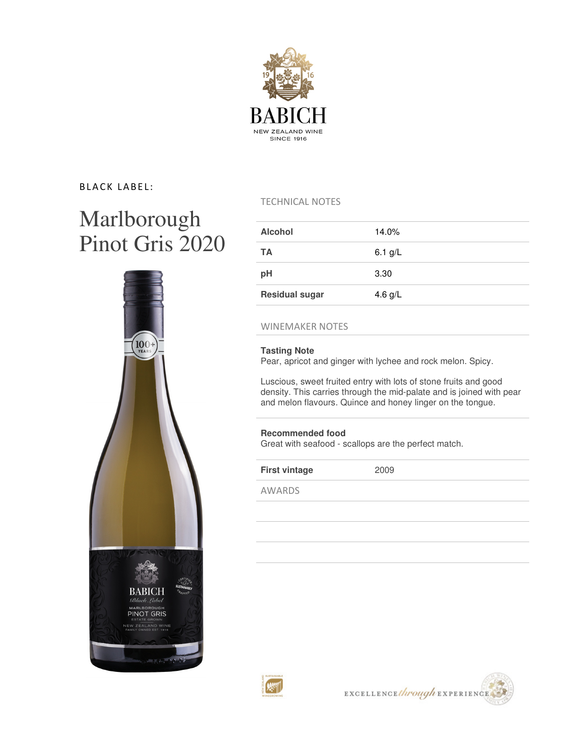BABICH

NEW ZEALAND WINE
SINCE 1916

BLACK LABEL:

# Marlborough Pinot Gris 2020

## TECHNICAL NOTES

| | |
|---|---|
| **Alcohol** | 14.0% |
| **TA** | 6.1 g/L |
| **pH** | 3.30 |
| **Residual sugar** | 4.6 g/L |

## WINEMAKER NOTES

**Tasting Note**
Pear, apricot and ginger with lychee and rock melon. Spicy.

Luscious, sweet fruited entry with lots of stone fruits and good density. This carries through the mid-palate and is joined with pear and melon flavours. Quince and honey linger on the tongue.

**Recommended food**
Great with seafood - scallops are the perfect match.

| | |
|---|---|
| **First vintage** | 2009 |

## AWARDS

EXCELLENCE *through* EXPERIENCE